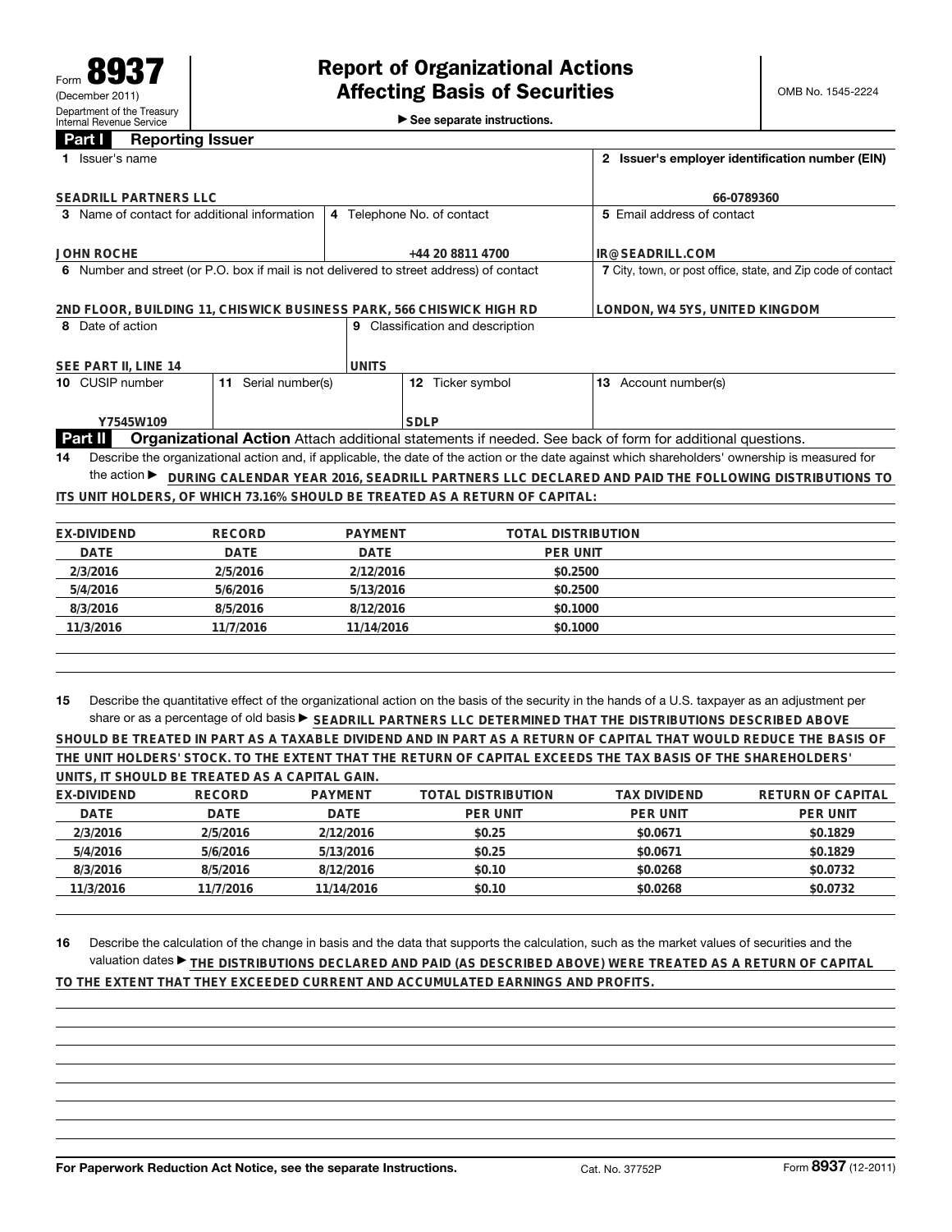Form **8937**
(December 2011)
Department of the Treasury
Internal Revenue Service

# Report of Organizational Actions Affecting Basis of Securities

▶ See separate instructions.

OMB No. 1545-2224

## Part I Reporting Issuer

| | | |
|---|---|---|
| **1** Issuer's name<br>SEADRILL PARTNERS LLC | | **2** Issuer's employer identification number (EIN)<br>66-0789360 |
| **3** Name of contact for additional information<br>JOHN ROCHE | **4** Telephone No. of contact<br>+44 20 8811 4700 | **5** Email address of contact<br>IR@SEADRILL.COM |
| **6** Number and street (or P.O. box if mail is not delivered to street address) of contact<br>2ND FLOOR, BUILDING 11, CHISWICK BUSINESS PARK, 566 CHISWICK HIGH RD | | **7** City, town, or post office, state, and Zip code of contact<br>LONDON, W4 5YS, UNITED KINGDOM |
| **8** Date of action<br>SEE PART II, LINE 14 | **9** Classification and description<br>UNITS | |

| **10** CUSIP number | **11** Serial number(s) | **12** Ticker symbol | **13** Account number(s) |
|---|---|---|---|
| Y7545W109 | | SDLP | |

## Part II Organizational Action

Attach additional statements if needed. See back of form for additional questions.

**14** Describe the organizational action and, if applicable, the date of the action or the date against which shareholders' ownership is measured for the action ▶ DURING CALENDAR YEAR 2016, SEADRILL PARTNERS LLC DECLARED AND PAID THE FOLLOWING DISTRIBUTIONS TO ITS UNIT HOLDERS, OF WHICH 73.16% SHOULD BE TREATED AS A RETURN OF CAPITAL:

| EX-DIVIDEND DATE | RECORD DATE | PAYMENT DATE | TOTAL DISTRIBUTION PER UNIT |
|---|---|---|---|
| 2/3/2016 | 2/5/2016 | 2/12/2016 | $0.2500 |
| 5/4/2016 | 5/6/2016 | 5/13/2016 | $0.2500 |
| 8/3/2016 | 8/5/2016 | 8/12/2016 | $0.1000 |
| 11/3/2016 | 11/7/2016 | 11/14/2016 | $0.1000 |

**15** Describe the quantitative effect of the organizational action on the basis of the security in the hands of a U.S. taxpayer as an adjustment per share or as a percentage of old basis ▶ SEADRILL PARTNERS LLC DETERMINED THAT THE DISTRIBUTIONS DESCRIBED ABOVE SHOULD BE TREATED IN PART AS A TAXABLE DIVIDEND AND IN PART AS A RETURN OF CAPITAL THAT WOULD REDUCE THE BASIS OF THE UNIT HOLDERS' STOCK. TO THE EXTENT THAT THE RETURN OF CAPITAL EXCEEDS THE TAX BASIS OF THE SHAREHOLDERS' UNITS, IT SHOULD BE TREATED AS A CAPITAL GAIN.

| EX-DIVIDEND DATE | RECORD DATE | PAYMENT DATE | TOTAL DISTRIBUTION PER UNIT | TAX DIVIDEND PER UNIT | RETURN OF CAPITAL PER UNIT |
|---|---|---|---|---|---|
| 2/3/2016 | 2/5/2016 | 2/12/2016 | $0.25 | $0.0671 | $0.1829 |
| 5/4/2016 | 5/6/2016 | 5/13/2016 | $0.25 | $0.0671 | $0.1829 |
| 8/3/2016 | 8/5/2016 | 8/12/2016 | $0.10 | $0.0268 | $0.0732 |
| 11/3/2016 | 11/7/2016 | 11/14/2016 | $0.10 | $0.0268 | $0.0732 |

**16** Describe the calculation of the change in basis and the data that supports the calculation, such as the market values of securities and the valuation dates ▶ THE DISTRIBUTIONS DECLARED AND PAID (AS DESCRIBED ABOVE) WERE TREATED AS A RETURN OF CAPITAL TO THE EXTENT THAT THEY EXCEEDED CURRENT AND ACCUMULATED EARNINGS AND PROFITS.

For Paperwork Reduction Act Notice, see the separate Instructions. Cat. No. 37752P Form **8937** (12-2011)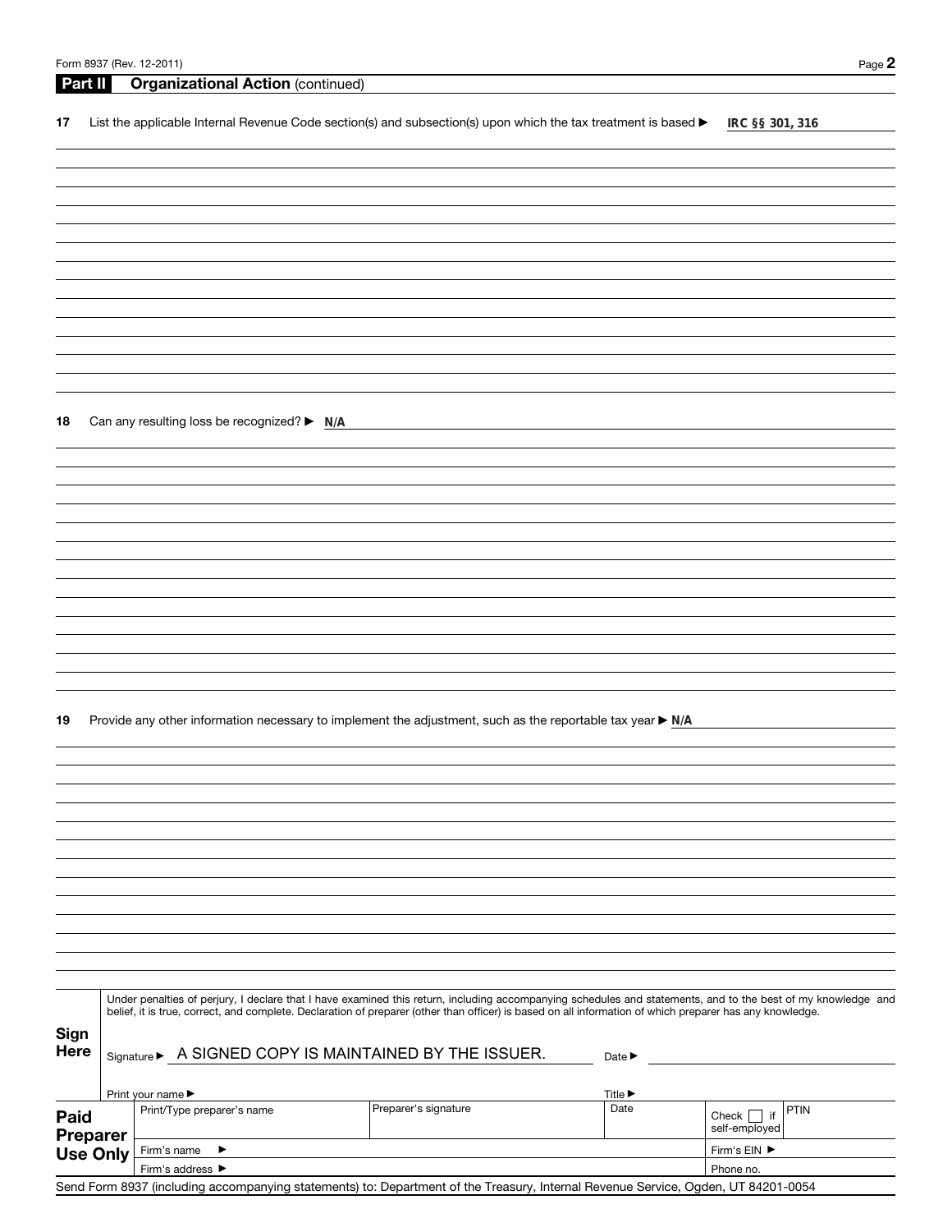Form 8937 (Rev. 12-2011)

## Part II Organizational Action (continued)

**17** List the applicable Internal Revenue Code section(s) and subsection(s) upon which the tax treatment is based ▶ **IRC §§ 301, 316**

**18** Can any resulting loss be recognized? ▶ **N/A**

**19** Provide any other information necessary to implement the adjustment, such as the reportable tax year ▶ **N/A**

**Sign Here**

Under penalties of perjury, I declare that I have examined this return, including accompanying schedules and statements, and to the best of my knowledge and belief, it is true, correct, and complete. Declaration of preparer (other than officer) is based on all information of which preparer has any knowledge.

Signature ▶ A SIGNED COPY IS MAINTAINED BY THE ISSUER. Date ▶

Print your name ▶ Title ▶

**Paid Preparer Use Only**

| Print/Type preparer's name | Preparer's signature | Date | Check ☐ if self-employed | PTIN |
|---|---|---|---|---|
| Firm's name ▶ | | | Firm's EIN ▶ | |
| Firm's address ▶ | | | Phone no. | |

Send Form 8937 (including accompanying statements) to: Department of the Treasury, Internal Revenue Service, Ogden, UT 84201-0054